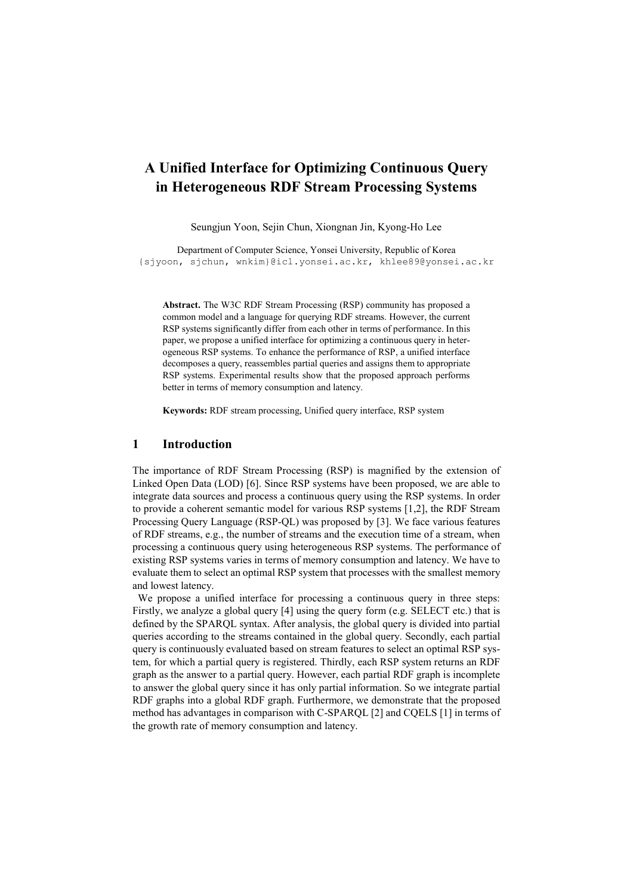# A Unified Interface for Optimizing Continuous Query in Heterogeneous RDF Stream Processing Systems

Seungjun Yoon, Sejin Chun, Xiongnan Jin, Kyong-Ho Lee

Department of Computer Science, Yonsei University, Republic of Korea
{sjyoon, sjchun, wnkim}@icl.yonsei.ac.kr, khlee89@yonsei.ac.kr

**Abstract.** The W3C RDF Stream Processing (RSP) community has proposed a common model and a language for querying RDF streams. However, the current RSP systems significantly differ from each other in terms of performance. In this paper, we propose a unified interface for optimizing a continuous query in heterogeneous RSP systems. To enhance the performance of RSP, a unified interface decomposes a query, reassembles partial queries and assigns them to appropriate RSP systems. Experimental results show that the proposed approach performs better in terms of memory consumption and latency.

**Keywords:** RDF stream processing, Unified query interface, RSP system

## 1 Introduction

The importance of RDF Stream Processing (RSP) is magnified by the extension of Linked Open Data (LOD) [6]. Since RSP systems have been proposed, we are able to integrate data sources and process a continuous query using the RSP systems. In order to provide a coherent semantic model for various RSP systems [1,2], the RDF Stream Processing Query Language (RSP-QL) was proposed by [3]. We face various features of RDF streams, e.g., the number of streams and the execution time of a stream, when processing a continuous query using heterogeneous RSP systems. The performance of existing RSP systems varies in terms of memory consumption and latency. We have to evaluate them to select an optimal RSP system that processes with the smallest memory and lowest latency.

We propose a unified interface for processing a continuous query in three steps: Firstly, we analyze a global query [4] using the query form (e.g. SELECT etc.) that is defined by the SPARQL syntax. After analysis, the global query is divided into partial queries according to the streams contained in the global query. Secondly, each partial query is continuously evaluated based on stream features to select an optimal RSP system, for which a partial query is registered. Thirdly, each RSP system returns an RDF graph as the answer to a partial query. However, each partial RDF graph is incomplete to answer the global query since it has only partial information. So we integrate partial RDF graphs into a global RDF graph. Furthermore, we demonstrate that the proposed method has advantages in comparison with C-SPARQL [2] and CQELS [1] in terms of the growth rate of memory consumption and latency.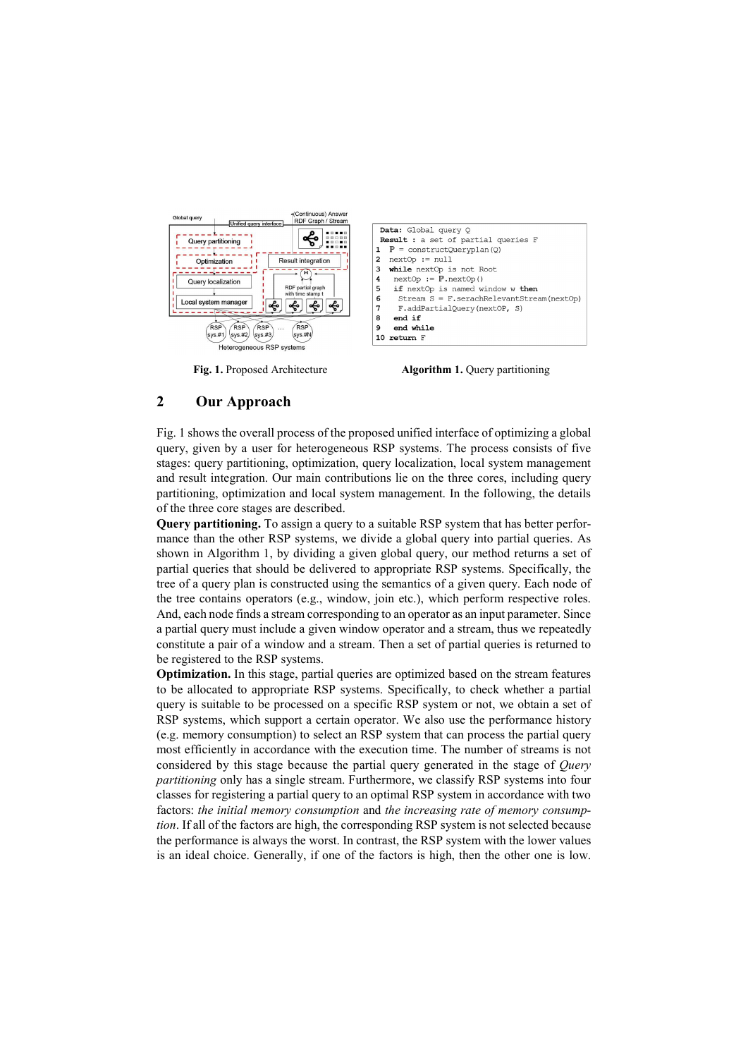Fig. 1. Proposed Architecture

```
Data: Global query Q
Result : a set of partial queries F
1  ℙ = constructQueryplan(Q)
2  nextOp := null
3  while nextOp is not Root
4   nextOp := ℙ.nextOp()
5   if nextOp is named window w then
6    Stream S = F.serachRelevantStream(nextOp)
7    F.addPartialQuery(nextOP, S)
8   end if
9   end while
10 return F
```

**Algorithm 1.** Query partitioning

## 2 Our Approach

Fig. 1 shows the overall process of the proposed unified interface of optimizing a global query, given by a user for heterogeneous RSP systems. The process consists of five stages: query partitioning, optimization, query localization, local system management and result integration. Our main contributions lie on the three cores, including query partitioning, optimization and local system management. In the following, the details of the three core stages are described.

**Query partitioning.** To assign a query to a suitable RSP system that has better performance than the other RSP systems, we divide a global query into partial queries. As shown in Algorithm 1, by dividing a given global query, our method returns a set of partial queries that should be delivered to appropriate RSP systems. Specifically, the tree of a query plan is constructed using the semantics of a given query. Each node of the tree contains operators (e.g., window, join etc.), which perform respective roles. And, each node finds a stream corresponding to an operator as an input parameter. Since a partial query must include a given window operator and a stream, thus we repeatedly constitute a pair of a window and a stream. Then a set of partial queries is returned to be registered to the RSP systems.

**Optimization.** In this stage, partial queries are optimized based on the stream features to be allocated to appropriate RSP systems. Specifically, to check whether a partial query is suitable to be processed on a specific RSP system or not, we obtain a set of RSP systems, which support a certain operator. We also use the performance history (e.g. memory consumption) to select an RSP system that can process the partial query most efficiently in accordance with the execution time. The number of streams is not considered by this stage because the partial query generated in the stage of *Query partitioning* only has a single stream. Furthermore, we classify RSP systems into four classes for registering a partial query to an optimal RSP system in accordance with two factors: *the initial memory consumption* and *the increasing rate of memory consumption*. If all of the factors are high, the corresponding RSP system is not selected because the performance is always the worst. In contrast, the RSP system with the lower values is an ideal choice. Generally, if one of the factors is high, then the other one is low.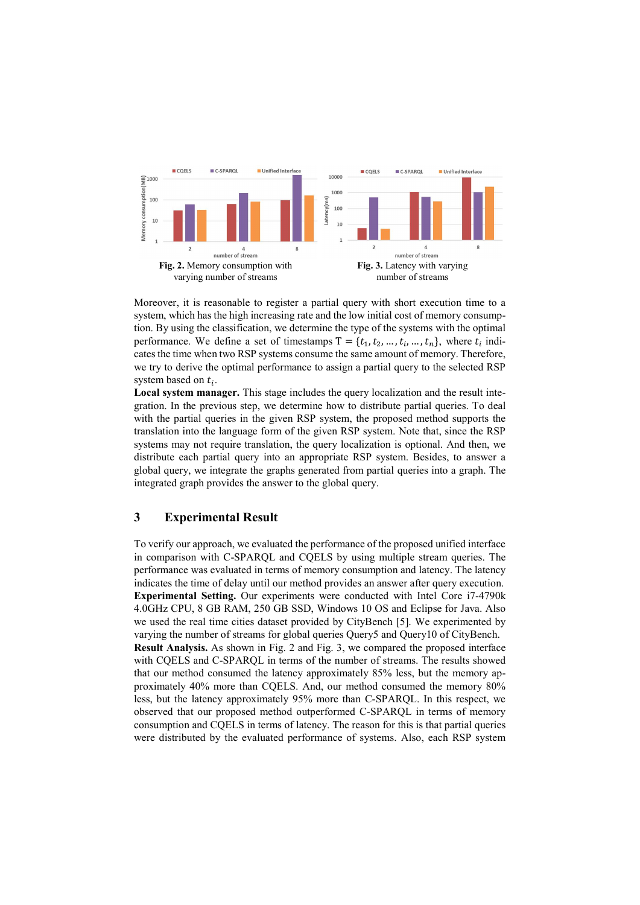Fig. 2. Memory consumption with varying number of streams

Fig. 3. Latency with varying number of streams

Moreover, it is reasonable to register a partial query with short execution time to a system, which has the high increasing rate and the low initial cost of memory consumption. By using the classification, we determine the type of the systems with the optimal performance. We define a set of timestamps $T = \{t_1, t_2, \dots, t_i, \dots, t_n\}$, where $t_i$ indicates the time when two RSP systems consume the same amount of memory. Therefore, we try to derive the optimal performance to assign a partial query to the selected RSP system based on $t_i$.

**Local system manager.** This stage includes the query localization and the result integration. In the previous step, we determine how to distribute partial queries. To deal with the partial queries in the given RSP system, the proposed method supports the translation into the language form of the given RSP system. Note that, since the RSP systems may not require translation, the query localization is optional. And then, we distribute each partial query into an appropriate RSP system. Besides, to answer a global query, we integrate the graphs generated from partial queries into a graph. The integrated graph provides the answer to the global query.

## 3 Experimental Result

To verify our approach, we evaluated the performance of the proposed unified interface in comparison with C-SPARQL and CQELS by using multiple stream queries. The performance was evaluated in terms of memory consumption and latency. The latency indicates the time of delay until our method provides an answer after query execution.

**Experimental Setting.** Our experiments were conducted with Intel Core i7-4790k 4.0GHz CPU, 8 GB RAM, 250 GB SSD, Windows 10 OS and Eclipse for Java. Also we used the real time cities dataset provided by CityBench [5]. We experimented by varying the number of streams for global queries Query5 and Query10 of CityBench.

**Result Analysis.** As shown in Fig. 2 and Fig. 3, we compared the proposed interface with CQELS and C-SPARQL in terms of the number of streams. The results showed that our method consumed the latency approximately 85% less, but the memory approximately 40% more than CQELS. And, our method consumed the memory 80% less, but the latency approximately 95% more than C-SPARQL. In this respect, we observed that our proposed method outperformed C-SPARQL in terms of memory consumption and CQELS in terms of latency. The reason for this is that partial queries were distributed by the evaluated performance of systems. Also, each RSP system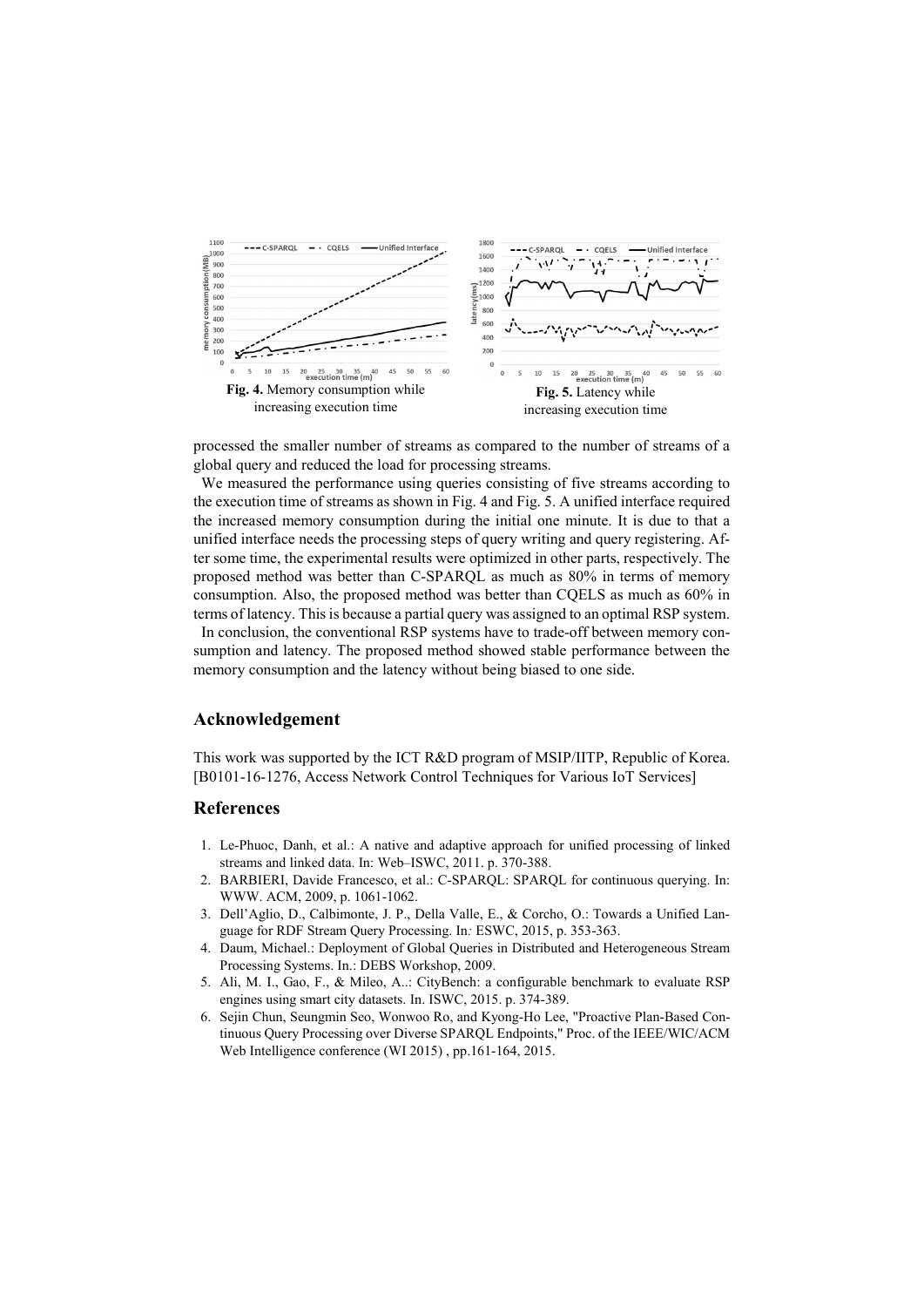1100
1000
900
800
700
600
500
400
300
200
100
0

memory consumption(MB)

C-SPARQL CQELS Unified Interface

0 5 10 15 20 25 30 35 40 45 50 55 60

execution time (m)

**Fig. 4.** Memory consumption while increasing execution time

1800
1600
1400
1200
1000
800
600
400
200
0

latency(ms)

C-SPARQL CQELS Unified Interface

0 5 10 15 20 25 30 35 40 45 50 55 60

execution time (m)

**Fig. 5.** Latency while increasing execution time

processed the smaller number of streams as compared to the number of streams of a global query and reduced the load for processing streams.

We measured the performance using queries consisting of five streams according to the execution time of streams as shown in Fig. 4 and Fig. 5. A unified interface required the increased memory consumption during the initial one minute. It is due to that a unified interface needs the processing steps of query writing and query registering. After some time, the experimental results were optimized in other parts, respectively. The proposed method was better than C-SPARQL as much as 80% in terms of memory consumption. Also, the proposed method was better than CQELS as much as 60% in terms of latency. This is because a partial query was assigned to an optimal RSP system.

In conclusion, the conventional RSP systems have to trade-off between memory consumption and latency. The proposed method showed stable performance between the memory consumption and the latency without being biased to one side.

## Acknowledgement

This work was supported by the ICT R&D program of MSIP/IITP, Republic of Korea. [B0101-16-1276, Access Network Control Techniques for Various IoT Services]

## References

1. Le-Phuoc, Danh, et al.: A native and adaptive approach for unified processing of linked streams and linked data. In: Web–ISWC, 2011. p. 370-388.
2. BARBIERI, Davide Francesco, et al.: C-SPARQL: SPARQL for continuous querying. In: WWW. ACM, 2009, p. 1061-1062.
3. Dell'Aglio, D., Calbimonte, J. P., Della Valle, E., & Corcho, O.: Towards a Unified Language for RDF Stream Query Processing. In*:* ESWC, 2015, p. 353-363.
4. Daum, Michael.: Deployment of Global Queries in Distributed and Heterogeneous Stream Processing Systems. In.: DEBS Workshop, 2009.
5. Ali, M. I., Gao, F., & Mileo, A..: CityBench: a configurable benchmark to evaluate RSP engines using smart city datasets. In. ISWC, 2015. p. 374-389.
6. Sejin Chun, Seungmin Seo, Wonwoo Ro, and Kyong-Ho Lee, "Proactive Plan-Based Continuous Query Processing over Diverse SPARQL Endpoints," Proc. of the IEEE/WIC/ACM Web Intelligence conference (WI 2015) , pp.161-164, 2015.